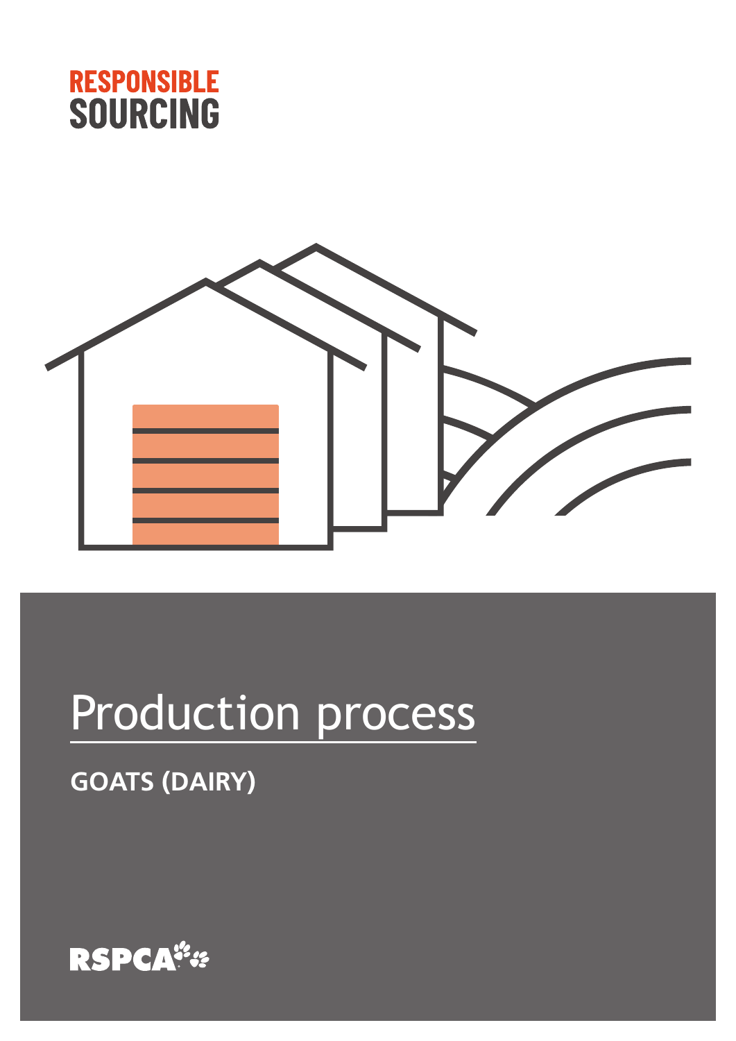RESPONSIBLE
SOURCING

# Production process

**GOATS (DAIRY)**

RSPCA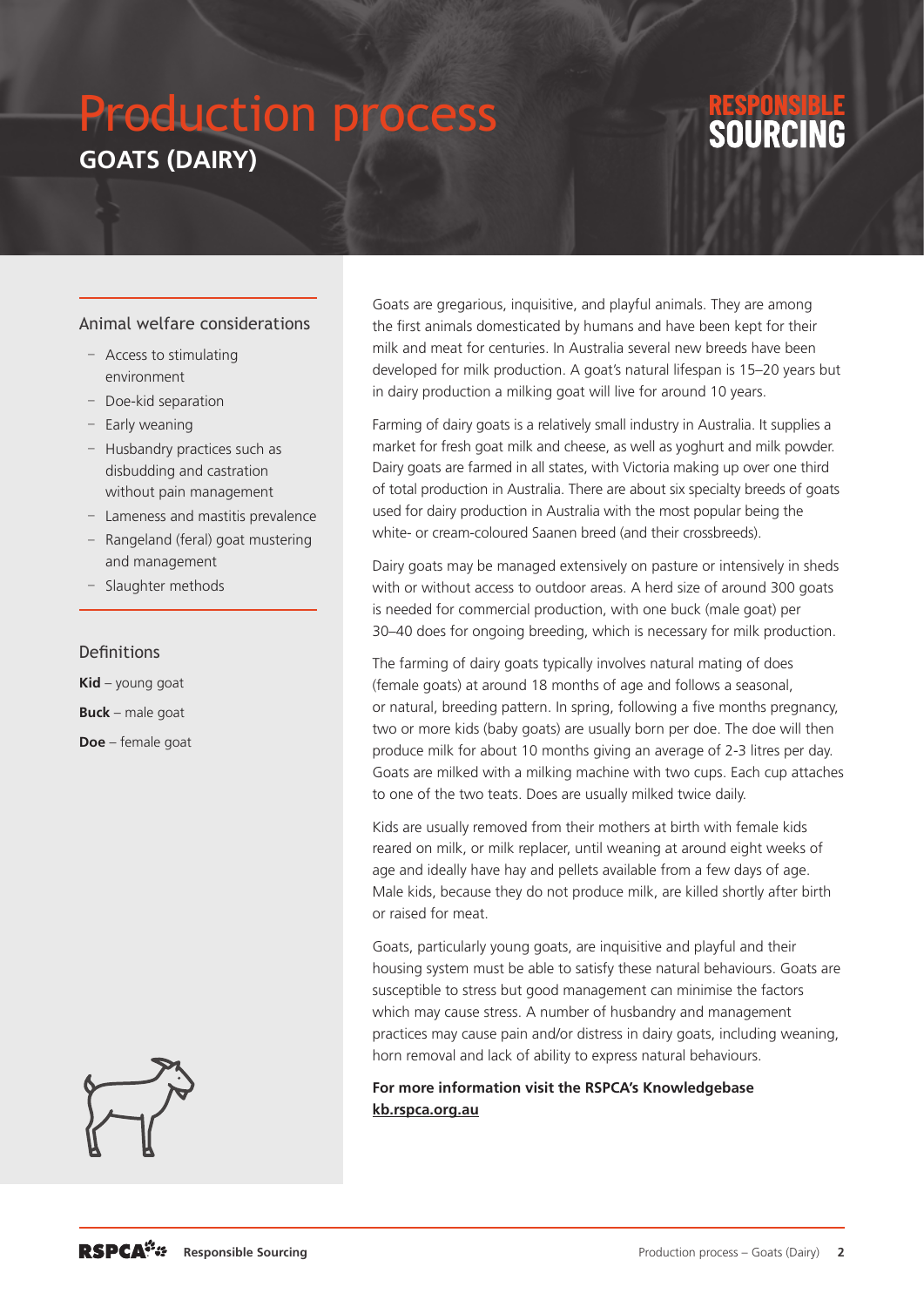# Production process

## GOATS (DAIRY)

RESPONSIBLE SOURCING

### Animal welfare considerations

- Access to stimulating environment
- Doe-kid separation
- Early weaning
- Husbandry practices such as disbudding and castration without pain management
- Lameness and mastitis prevalence
- Rangeland (feral) goat mustering and management
- Slaughter methods

### Definitions

**Kid** – young goat

**Buck** – male goat

**Doe** – female goat

Goats are gregarious, inquisitive, and playful animals. They are among the first animals domesticated by humans and have been kept for their milk and meat for centuries. In Australia several new breeds have been developed for milk production. A goat's natural lifespan is 15–20 years but in dairy production a milking goat will live for around 10 years.

Farming of dairy goats is a relatively small industry in Australia. It supplies a market for fresh goat milk and cheese, as well as yoghurt and milk powder. Dairy goats are farmed in all states, with Victoria making up over one third of total production in Australia. There are about six specialty breeds of goats used for dairy production in Australia with the most popular being the white- or cream-coloured Saanen breed (and their crossbreeds).

Dairy goats may be managed extensively on pasture or intensively in sheds with or without access to outdoor areas. A herd size of around 300 goats is needed for commercial production, with one buck (male goat) per 30–40 does for ongoing breeding, which is necessary for milk production.

The farming of dairy goats typically involves natural mating of does (female goats) at around 18 months of age and follows a seasonal, or natural, breeding pattern. In spring, following a five months pregnancy, two or more kids (baby goats) are usually born per doe. The doe will then produce milk for about 10 months giving an average of 2-3 litres per day. Goats are milked with a milking machine with two cups. Each cup attaches to one of the two teats. Does are usually milked twice daily.

Kids are usually removed from their mothers at birth with female kids reared on milk, or milk replacer, until weaning at around eight weeks of age and ideally have hay and pellets available from a few days of age. Male kids, because they do not produce milk, are killed shortly after birth or raised for meat.

Goats, particularly young goats, are inquisitive and playful and their housing system must be able to satisfy these natural behaviours. Goats are susceptible to stress but good management can minimise the factors which may cause stress. A number of husbandry and management practices may cause pain and/or distress in dairy goats, including weaning, horn removal and lack of ability to express natural behaviours.

**For more information visit the RSPCA's Knowledgebase [kb.rspca.org.au](kb.rspca.org.au)**